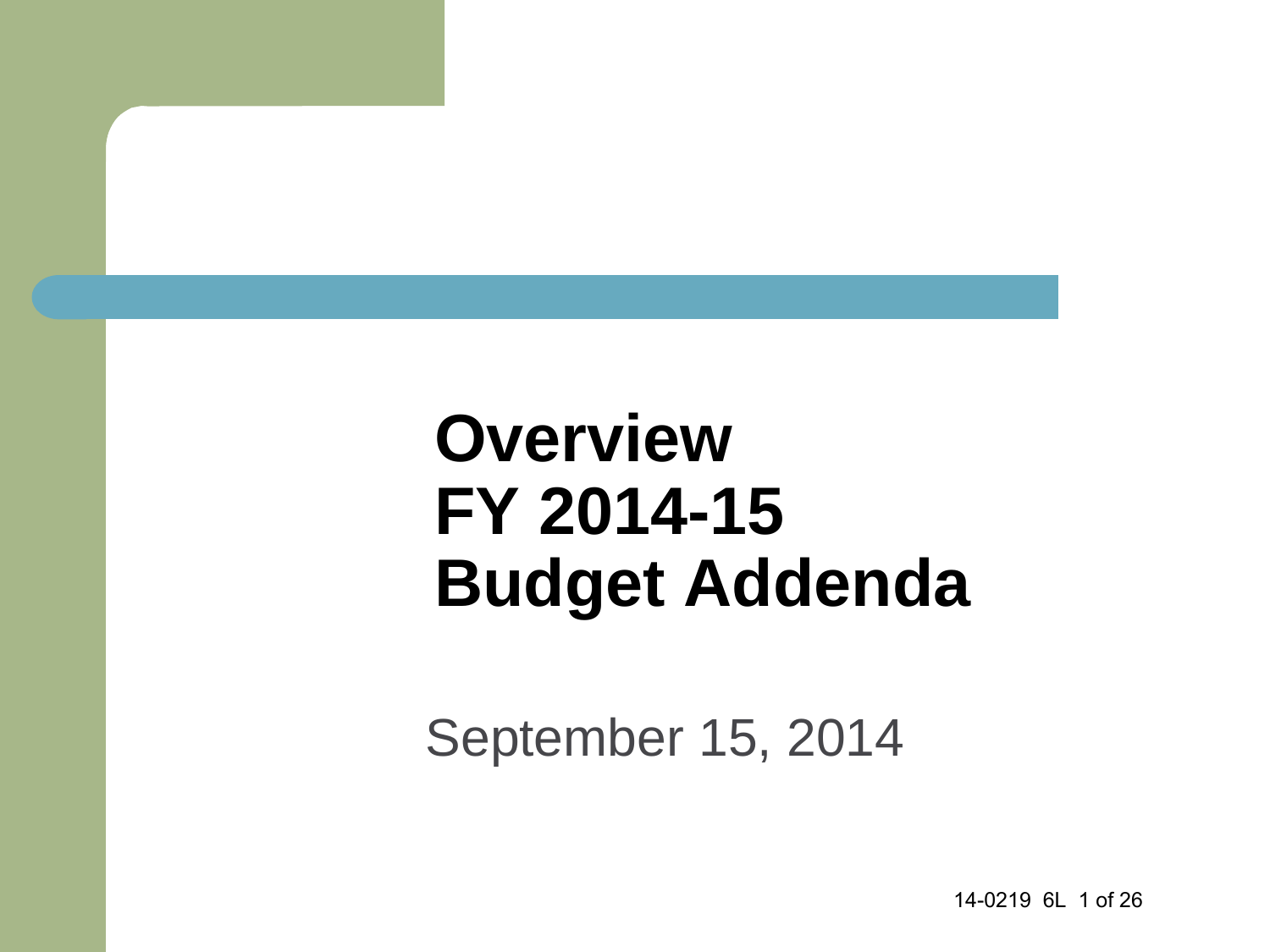# Overview FY 2014-15 Budget Addenda

September 15, 2014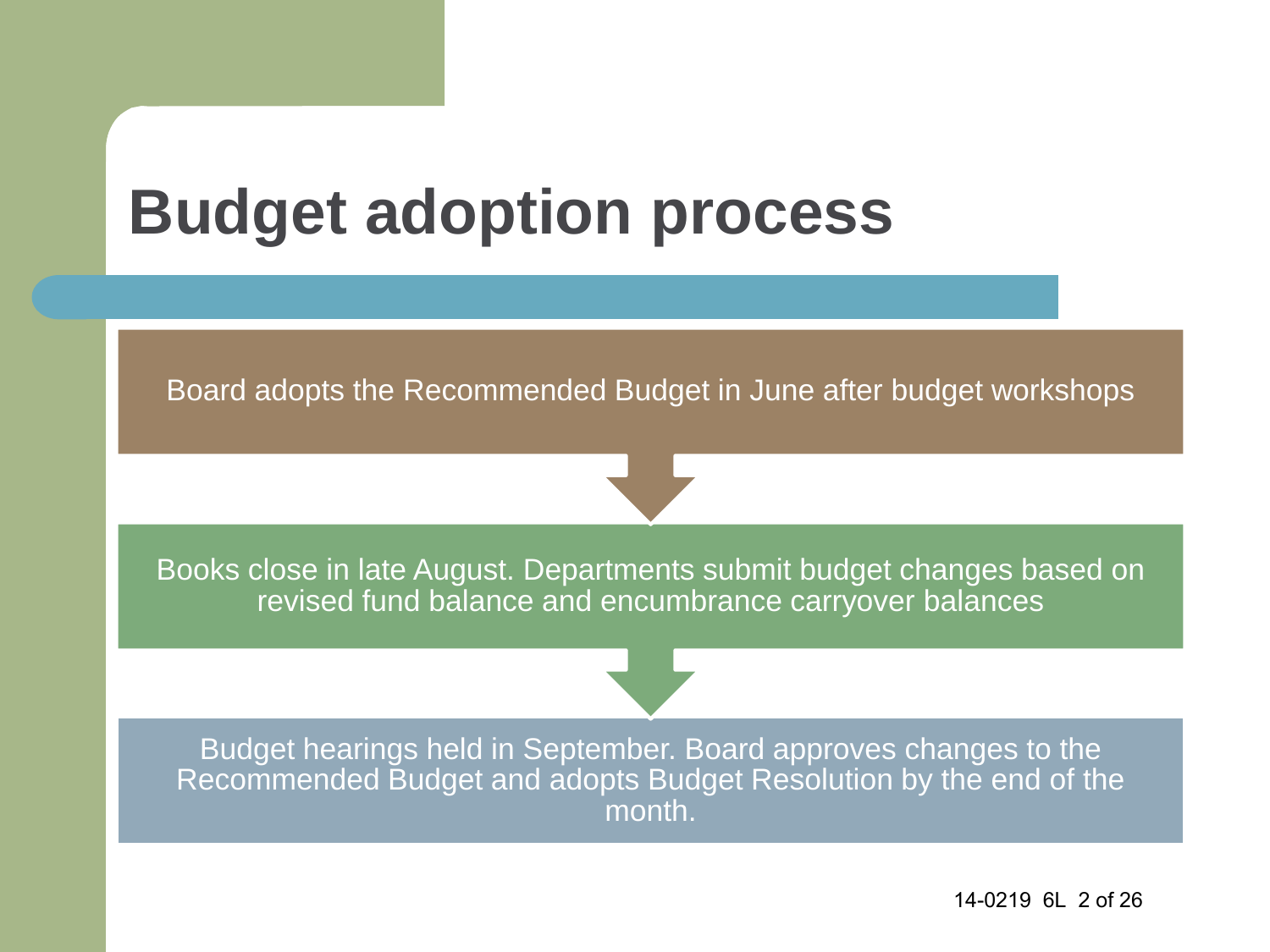# Budget adoption process

Board adopts the Recommended Budget in June after budget workshops

Books close in late August. Departments submit budget changes based on revised fund balance and encumbrance carryover balances

Budget hearings held in September. Board approves changes to the Recommended Budget and adopts Budget Resolution by the end of the month.

14-0219 6L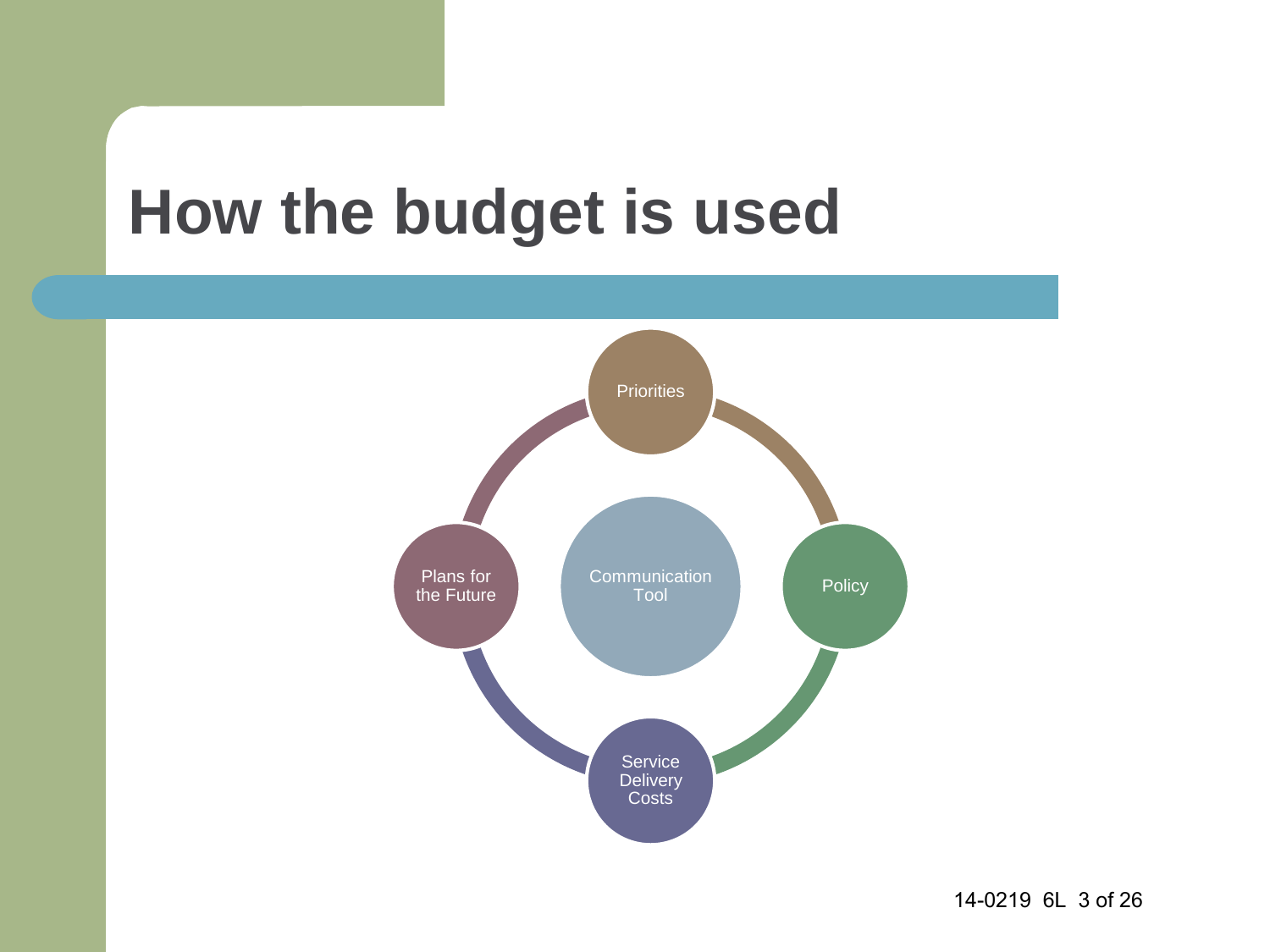# How the budget is used

- Communication Tool
  - Priorities
  - Policy
  - Service Delivery Costs
  - Plans for the Future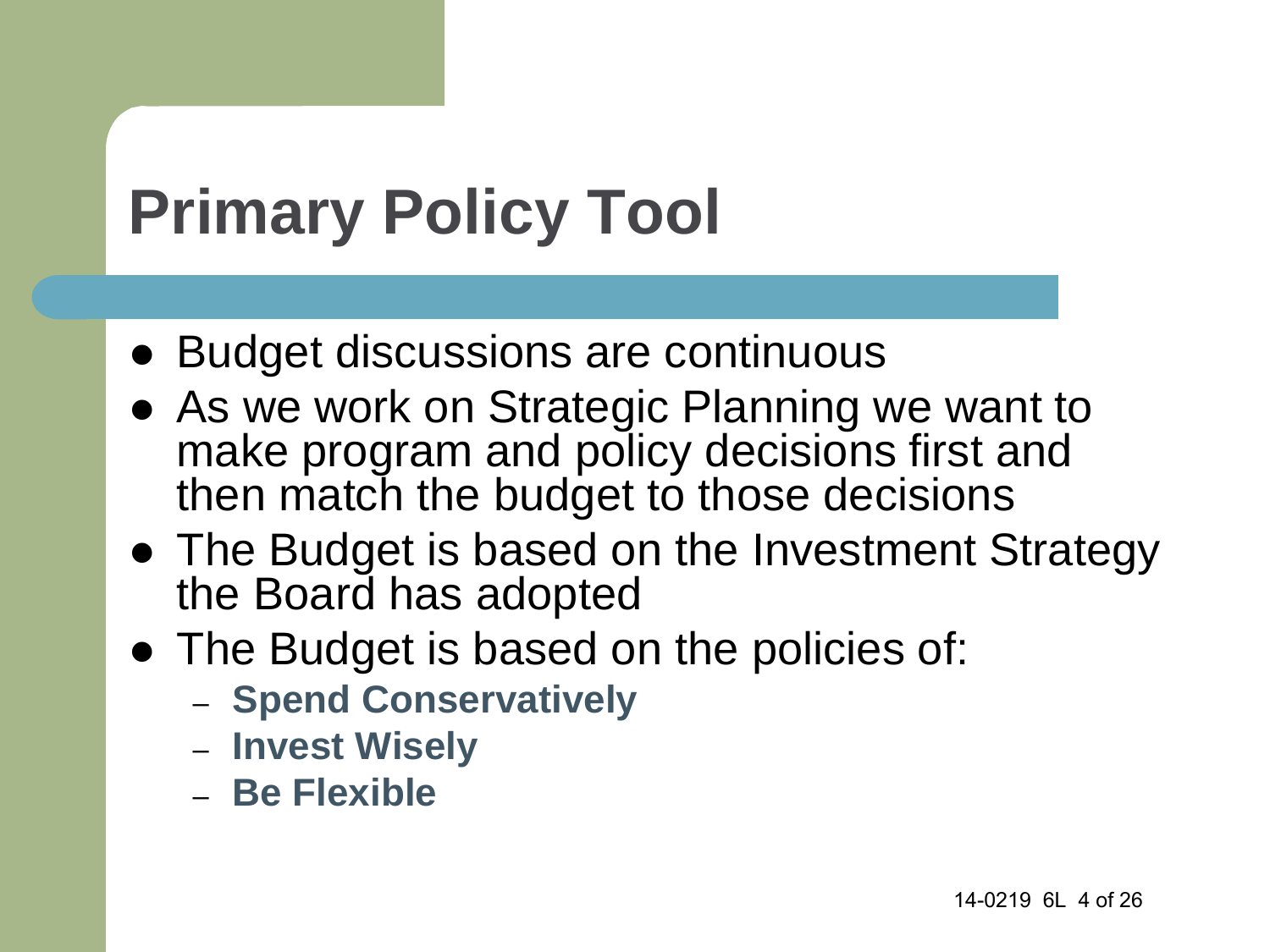# Primary Policy Tool

- Budget discussions are continuous
- As we work on Strategic Planning we want to make program and policy decisions first and then match the budget to those decisions
- The Budget is based on the Investment Strategy the Board has adopted
- The Budget is based on the policies of:
  - **Spend Conservatively**
  - **Invest Wisely**
  - **Be Flexible**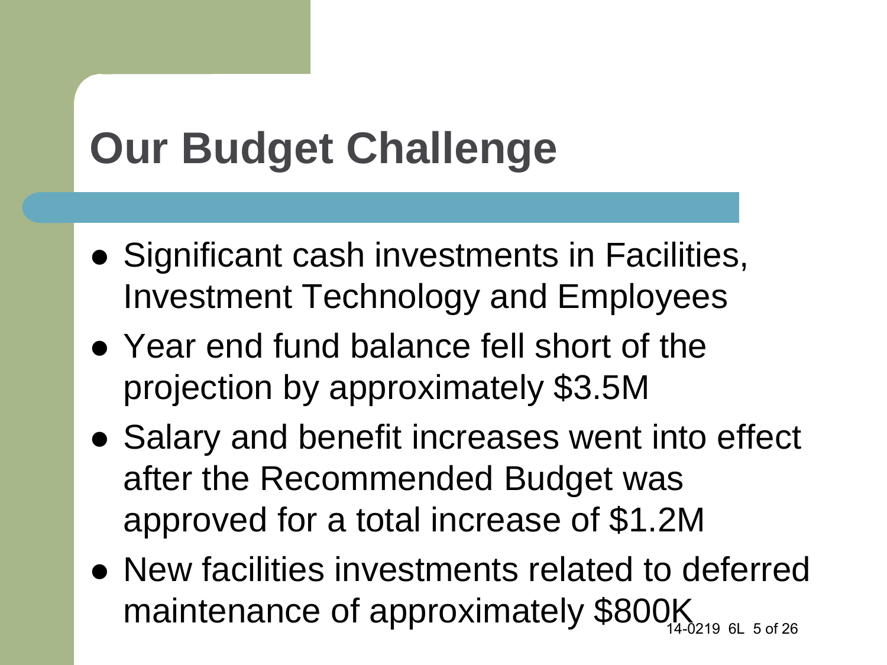# Our Budget Challenge

- Significant cash investments in Facilities, Investment Technology and Employees
- Year end fund balance fell short of the projection by approximately $3.5M
- Salary and benefit increases went into effect after the Recommended Budget was approved for a total increase of $1.2M
- New facilities investments related to deferred maintenance of approximately $800K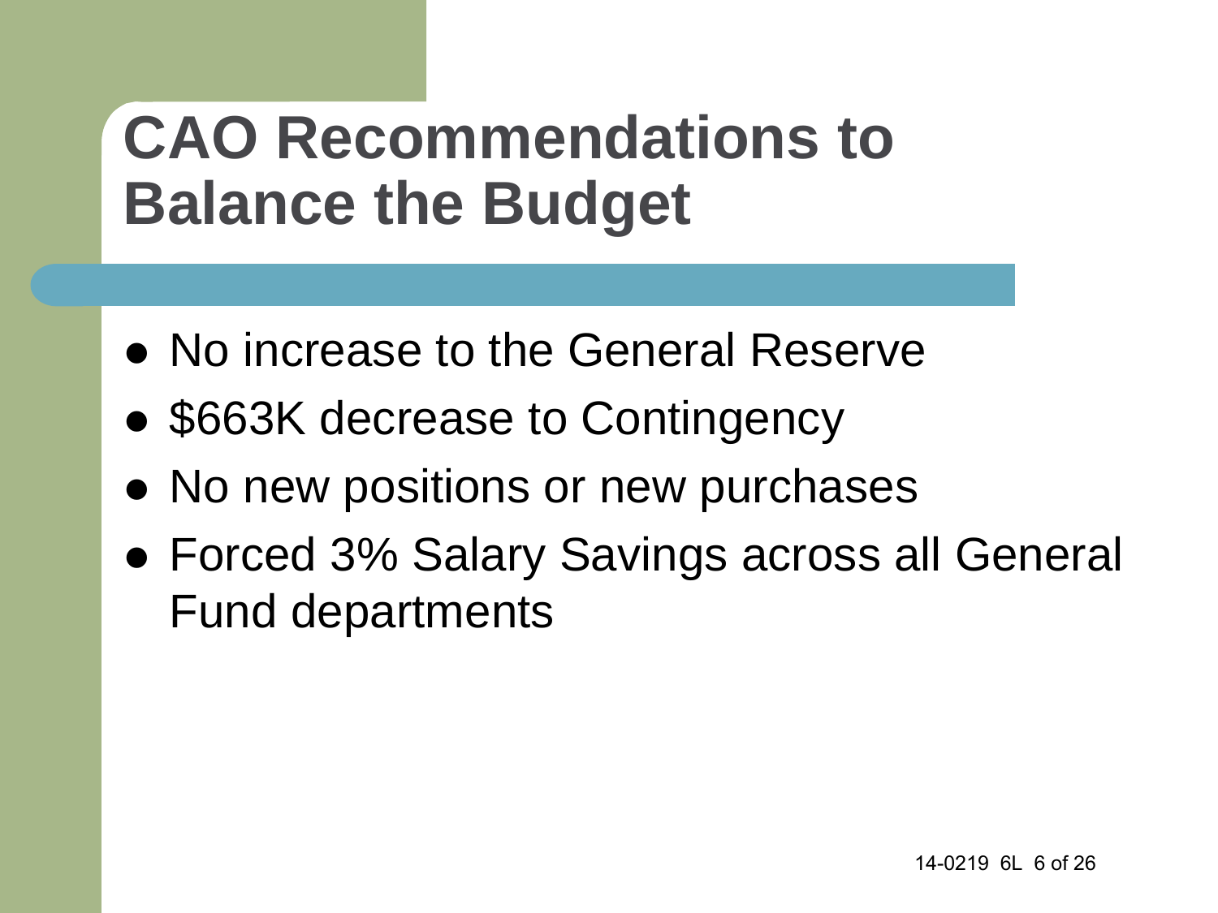# CAO Recommendations to Balance the Budget

- No increase to the General Reserve
- $663K decrease to Contingency
- No new positions or new purchases
- Forced 3% Salary Savings across all General Fund departments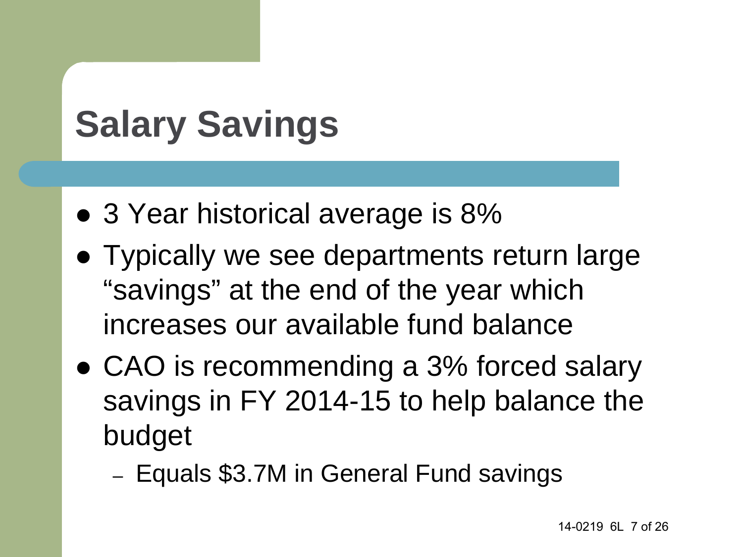# Salary Savings

- 3 Year historical average is 8%
- Typically we see departments return large “savings” at the end of the year which increases our available fund balance
- CAO is recommending a 3% forced salary savings in FY 2014-15 to help balance the budget
  - Equals $3.7M in General Fund savings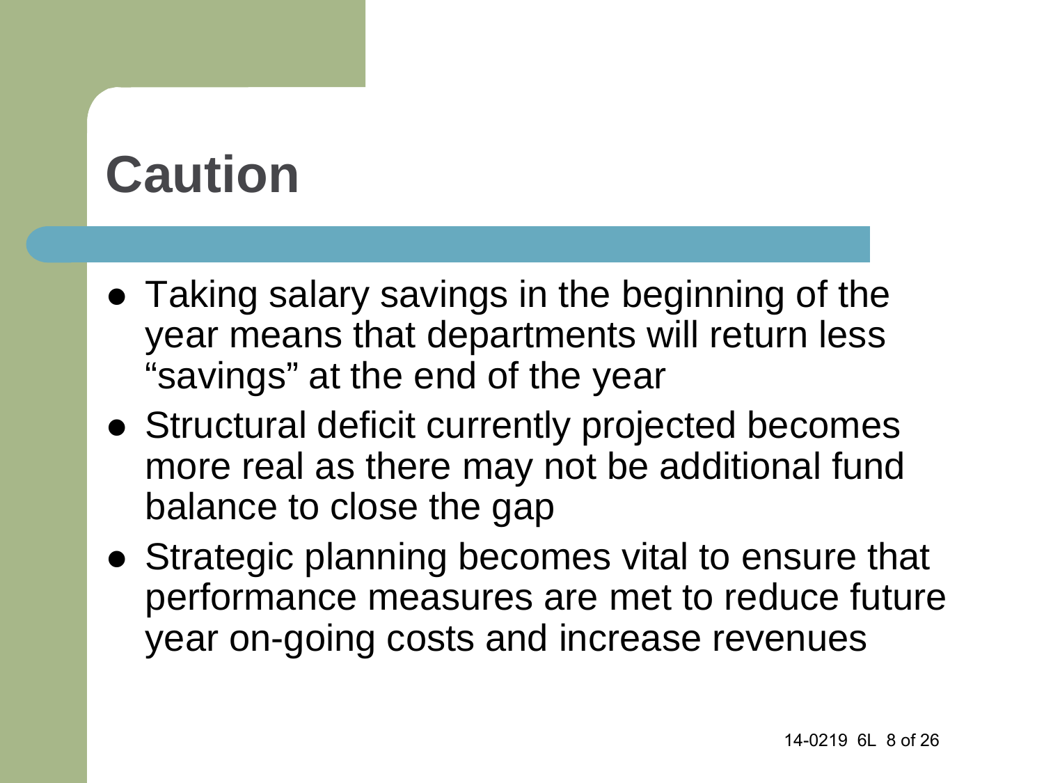# Caution

- Taking salary savings in the beginning of the year means that departments will return less “savings” at the end of the year
- Structural deficit currently projected becomes more real as there may not be additional fund balance to close the gap
- Strategic planning becomes vital to ensure that performance measures are met to reduce future year on-going costs and increase revenues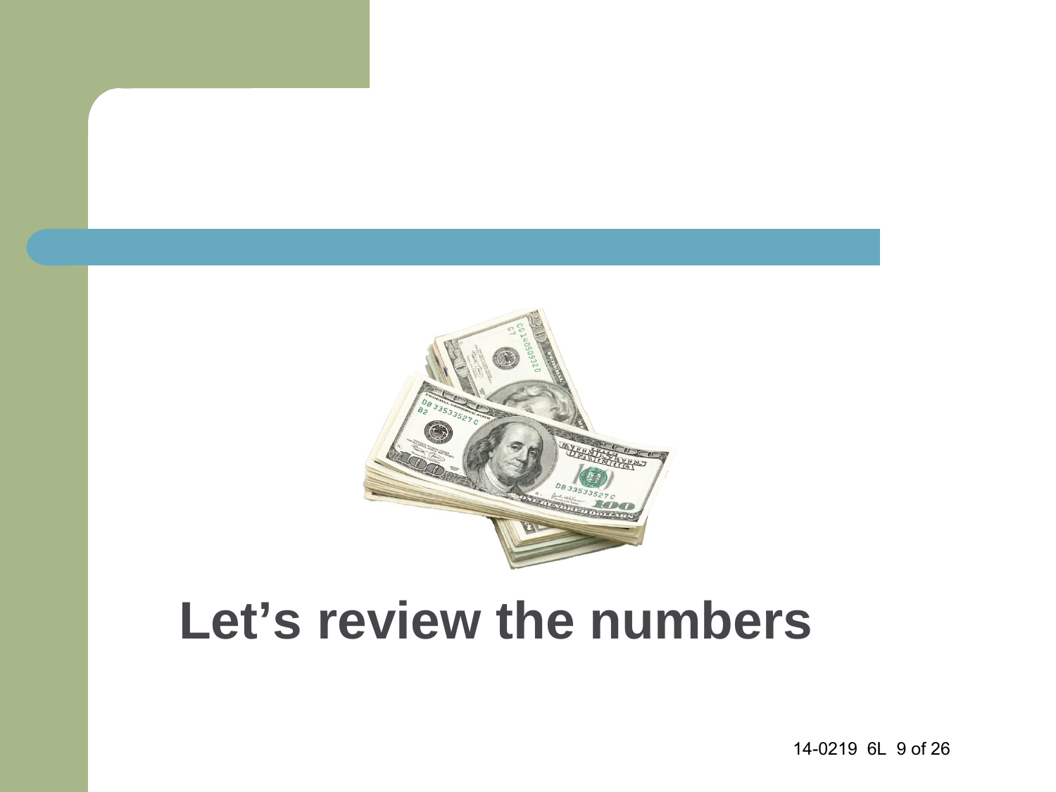# Let’s review the numbers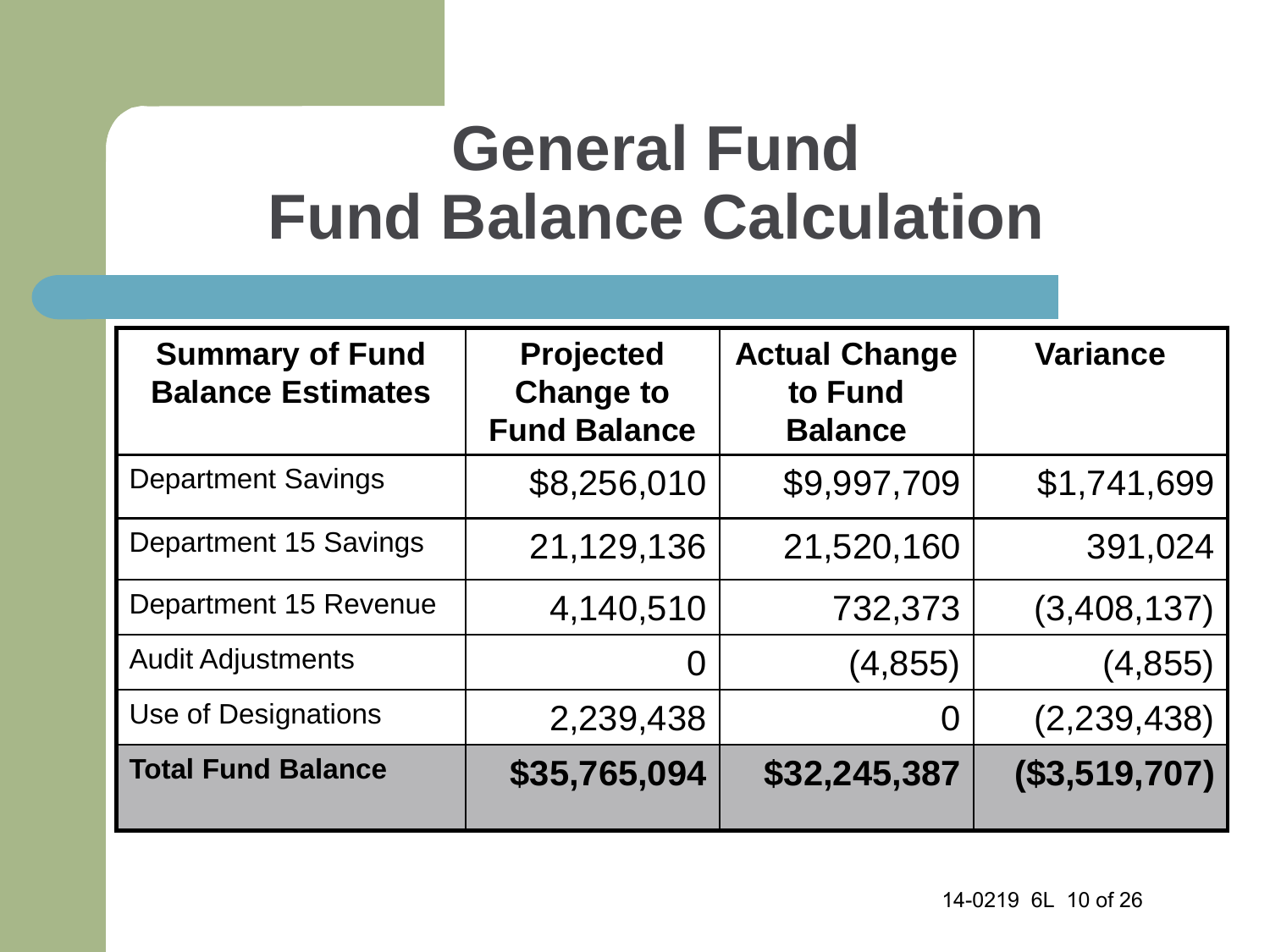# General Fund Fund Balance Calculation

| Summary of Fund Balance Estimates | Projected Change to Fund Balance | Actual Change to Fund Balance | Variance |
|---|---|---|---|
| Department Savings | $8,256,010 | $9,997,709 | $1,741,699 |
| Department 15 Savings | 21,129,136 | 21,520,160 | 391,024 |
| Department 15 Revenue | 4,140,510 | 732,373 | (3,408,137) |
| Audit Adjustments | 0 | (4,855) | (4,855) |
| Use of Designations | 2,239,438 | 0 | (2,239,438) |
| **Total Fund Balance** | **$35,765,094** | **$32,245,387** | **($3,519,707)** |

14-0219 6L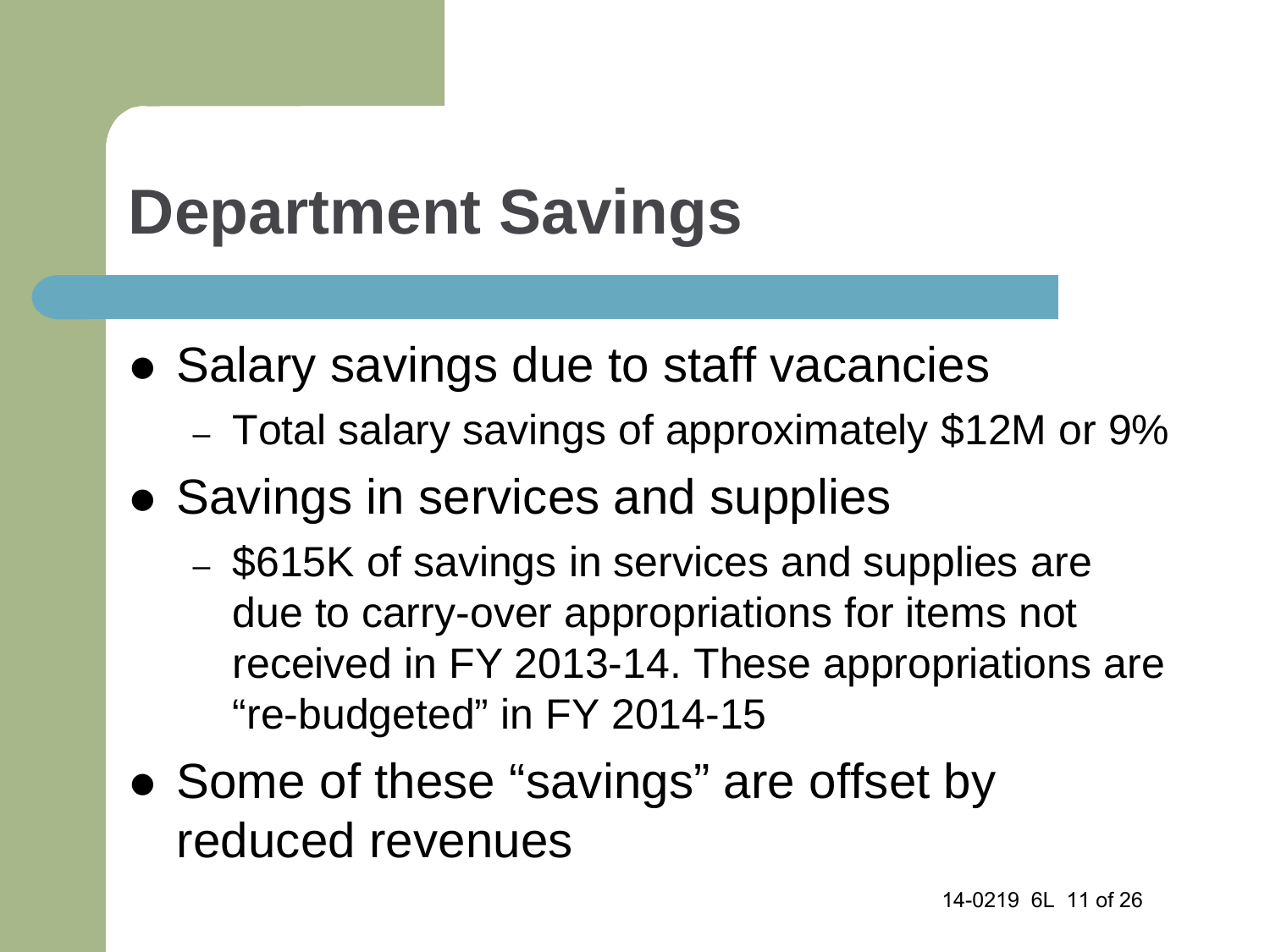# Department Savings

- Salary savings due to staff vacancies
  - Total salary savings of approximately $12M or 9%
- Savings in services and supplies
  - $615K of savings in services and supplies are due to carry-over appropriations for items not received in FY 2013-14. These appropriations are "re-budgeted" in FY 2014-15
- Some of these "savings" are offset by reduced revenues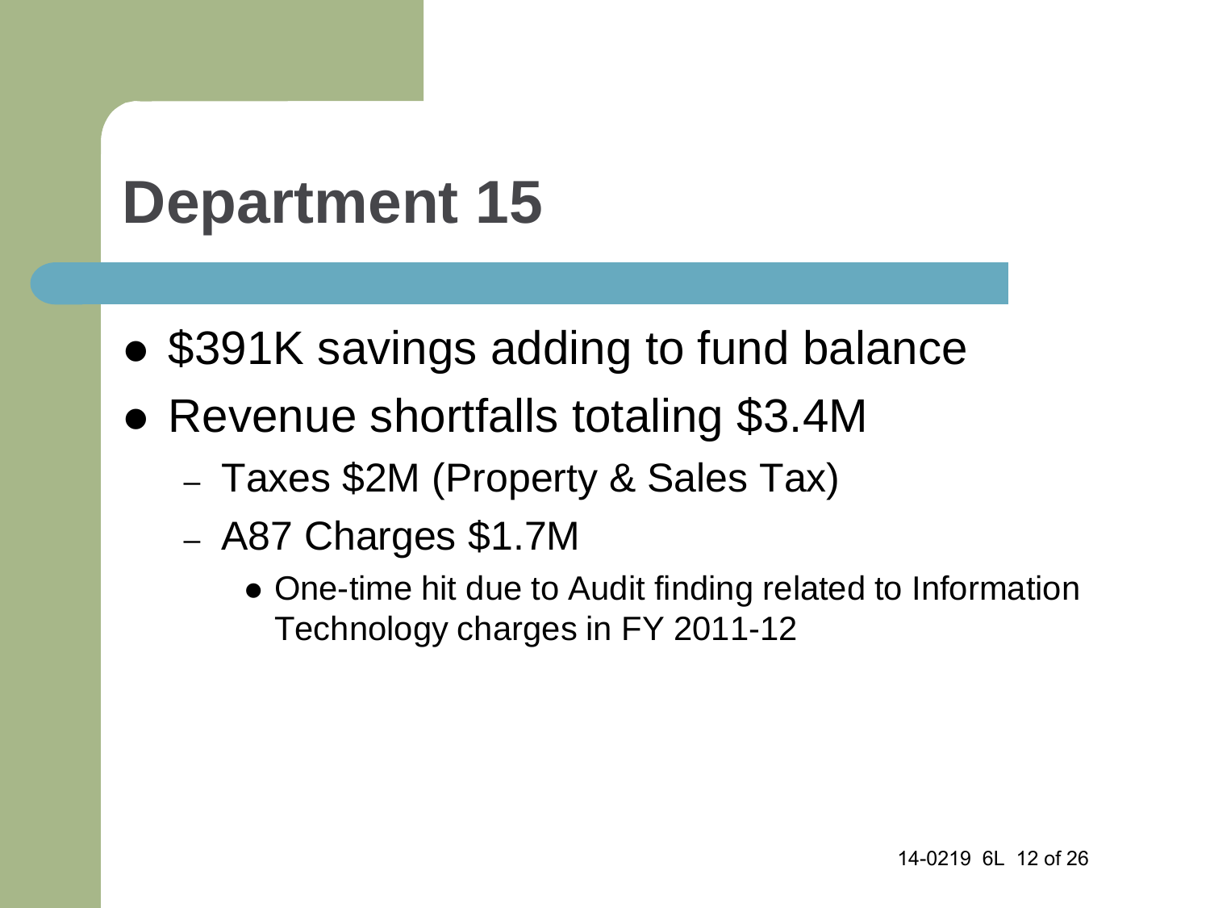# Department 15

- $391K savings adding to fund balance
- Revenue shortfalls totaling $3.4M
  - Taxes $2M (Property & Sales Tax)
  - A87 Charges $1.7M
    - One-time hit due to Audit finding related to Information Technology charges in FY 2011-12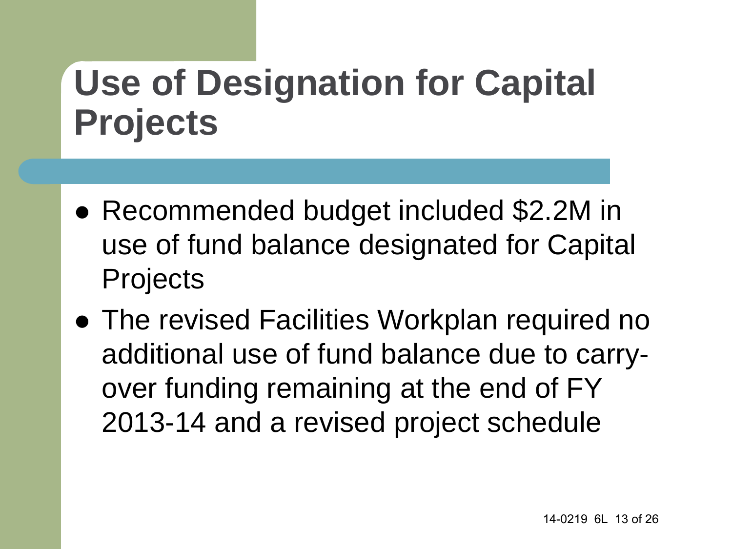# Use of Designation for Capital Projects

- Recommended budget included $2.2M in use of fund balance designated for Capital Projects
- The revised Facilities Workplan required no additional use of fund balance due to carry-over funding remaining at the end of FY 2013-14 and a revised project schedule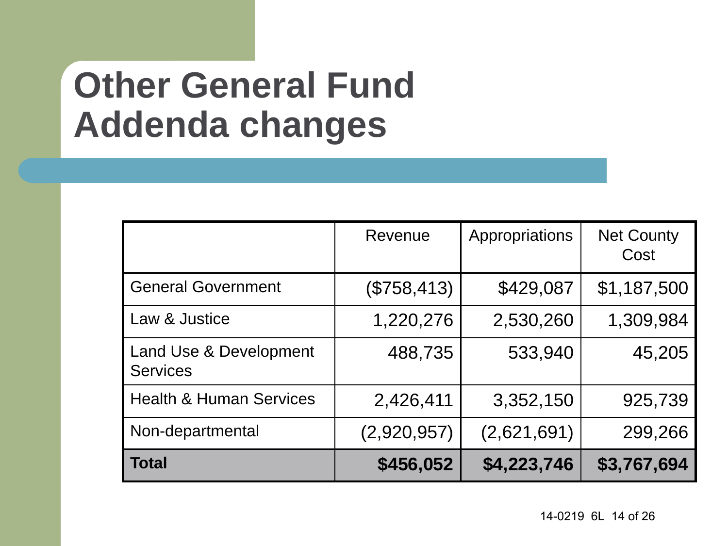# Other General Fund Addenda changes

| | Revenue | Appropriations | Net County Cost |
|---|---|---|---|
| General Government | ($758,413) | $429,087 | $1,187,500 |
| Law & Justice | 1,220,276 | 2,530,260 | 1,309,984 |
| Land Use & Development Services | 488,735 | 533,940 | 45,205 |
| Health & Human Services | 2,426,411 | 3,352,150 | 925,739 |
| Non-departmental | (2,920,957) | (2,621,691) | 299,266 |
| **Total** | **$456,052** | **$4,223,746** | **$3,767,694** |

14-0219 6L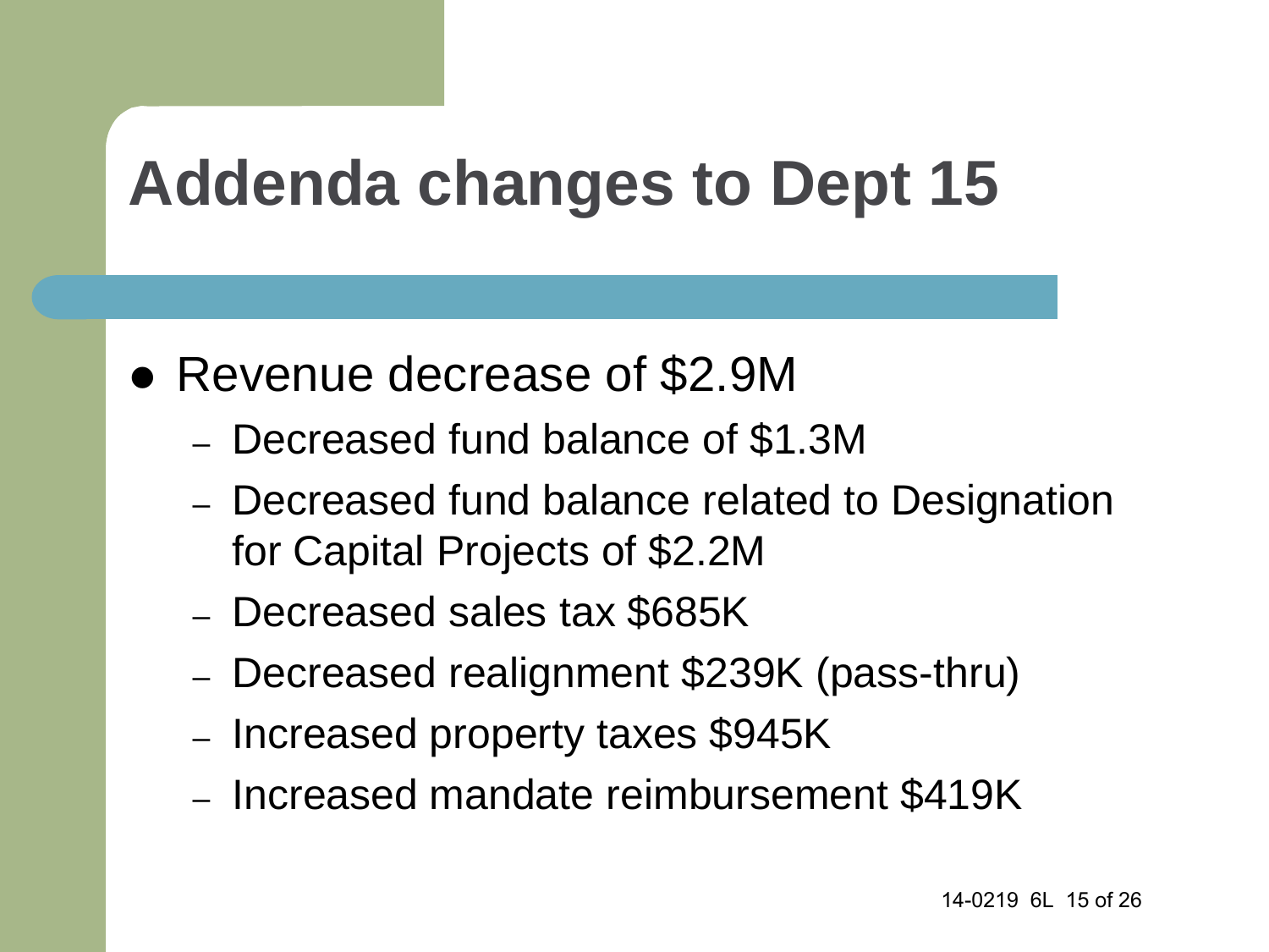# Addenda changes to Dept 15

- Revenue decrease of $2.9M
  - Decreased fund balance of $1.3M
  - Decreased fund balance related to Designation for Capital Projects of $2.2M
  - Decreased sales tax $685K
  - Decreased realignment $239K (pass-thru)
  - Increased property taxes $945K
  - Increased mandate reimbursement $419K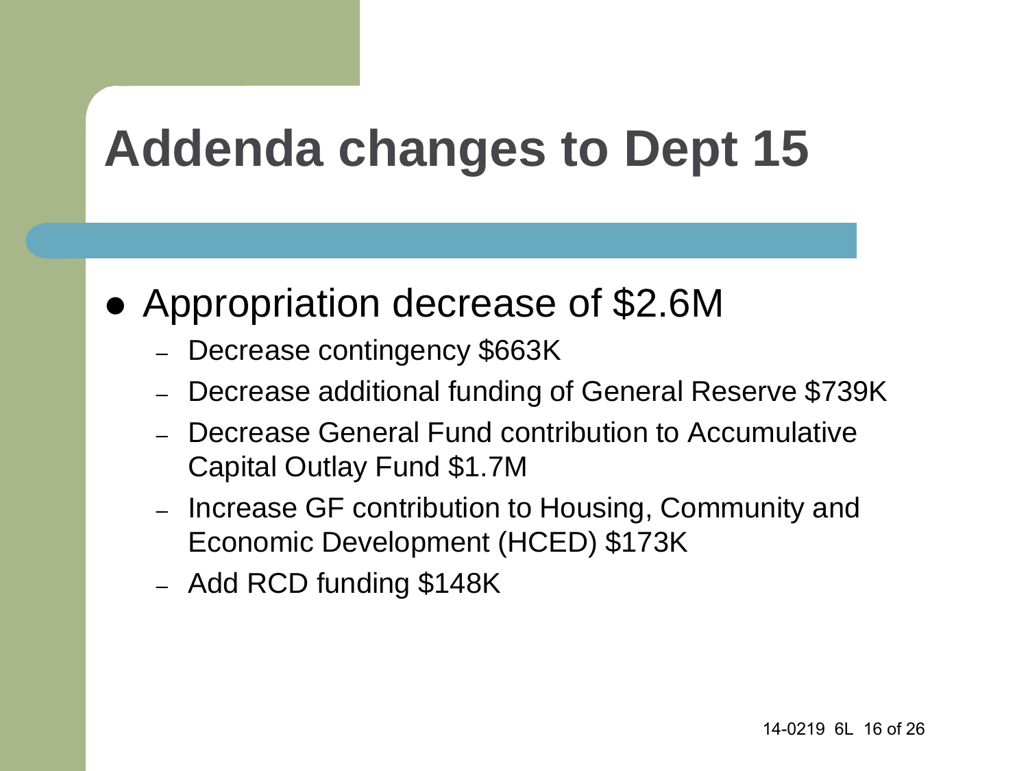# Addenda changes to Dept 15

- Appropriation decrease of $2.6M
  - Decrease contingency $663K
  - Decrease additional funding of General Reserve $739K
  - Decrease General Fund contribution to Accumulative Capital Outlay Fund $1.7M
  - Increase GF contribution to Housing, Community and Economic Development (HCED) $173K
  - Add RCD funding $148K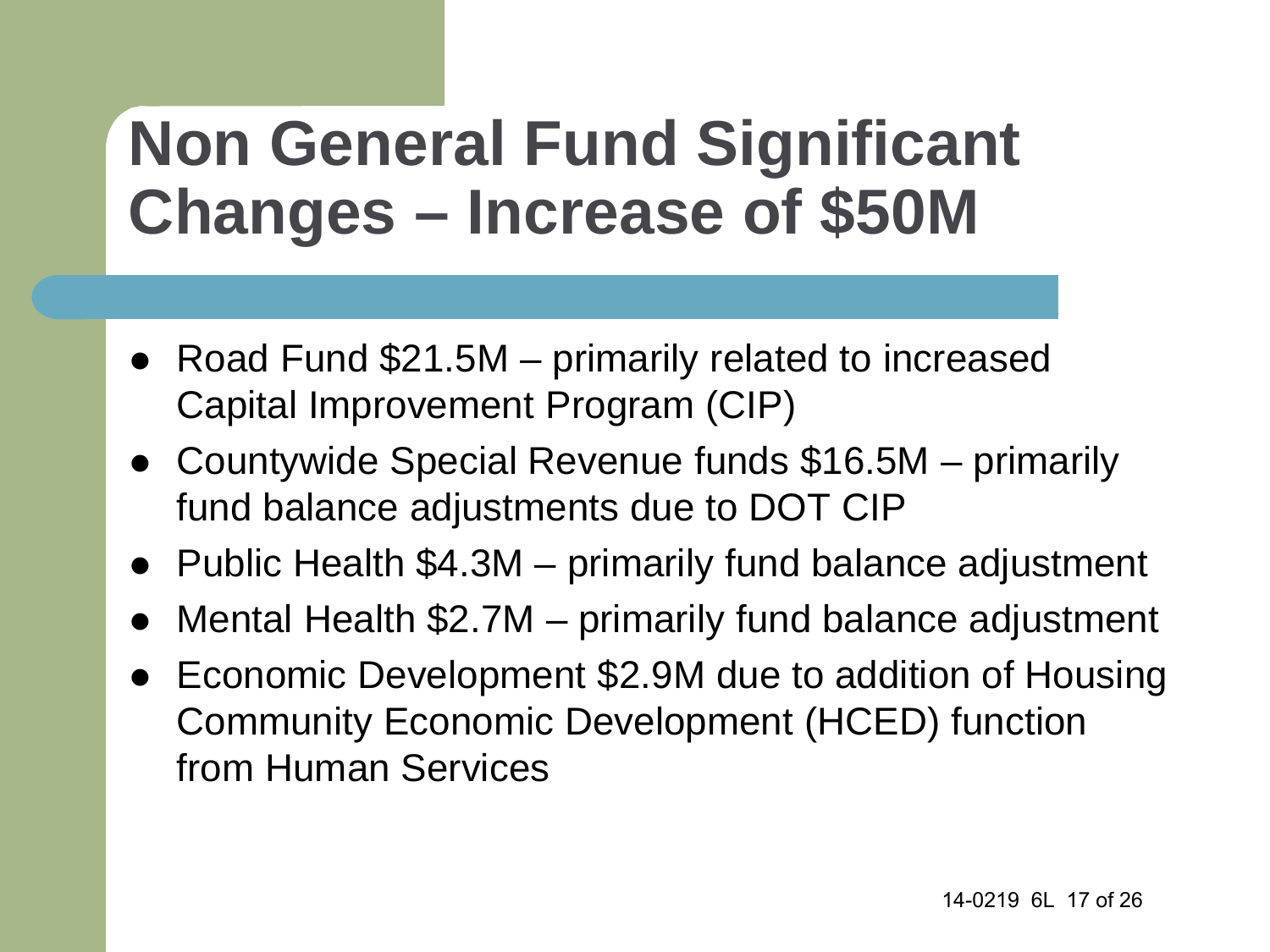# Non General Fund Significant Changes – Increase of $50M

- Road Fund $21.5M – primarily related to increased Capital Improvement Program (CIP)
- Countywide Special Revenue funds $16.5M – primarily fund balance adjustments due to DOT CIP
- Public Health $4.3M – primarily fund balance adjustment
- Mental Health $2.7M – primarily fund balance adjustment
- Economic Development $2.9M due to addition of Housing Community Economic Development (HCED) function from Human Services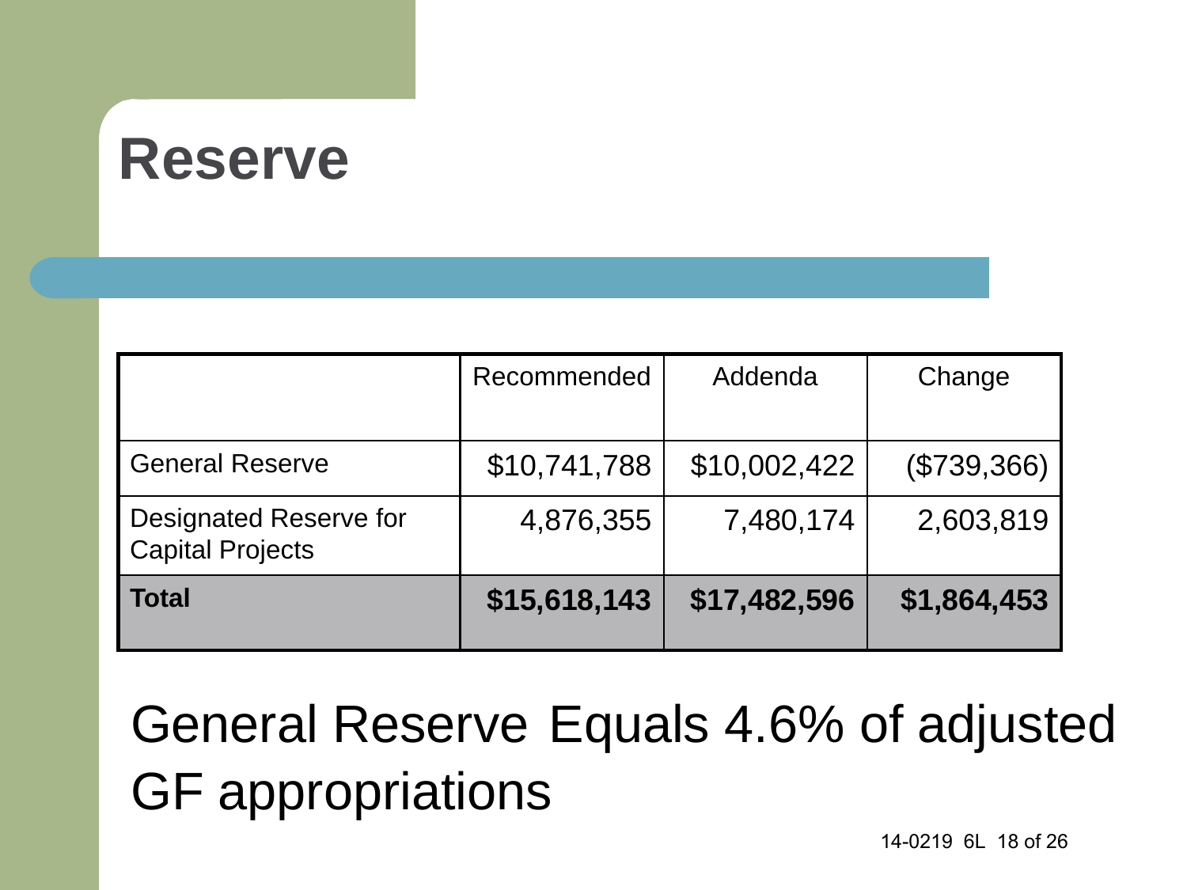# Reserve

| | Recommended | Addenda | Change |
|---|---|---|---|
| General Reserve | $10,741,788 | $10,002,422 | ($739,366) |
| Designated Reserve for Capital Projects | 4,876,355 | 7,480,174 | 2,603,819 |
| **Total** | **$15,618,143** | **$17,482,596** | **$1,864,453** |

General Reserve Equals 4.6% of adjusted GF appropriations

14-0219 6L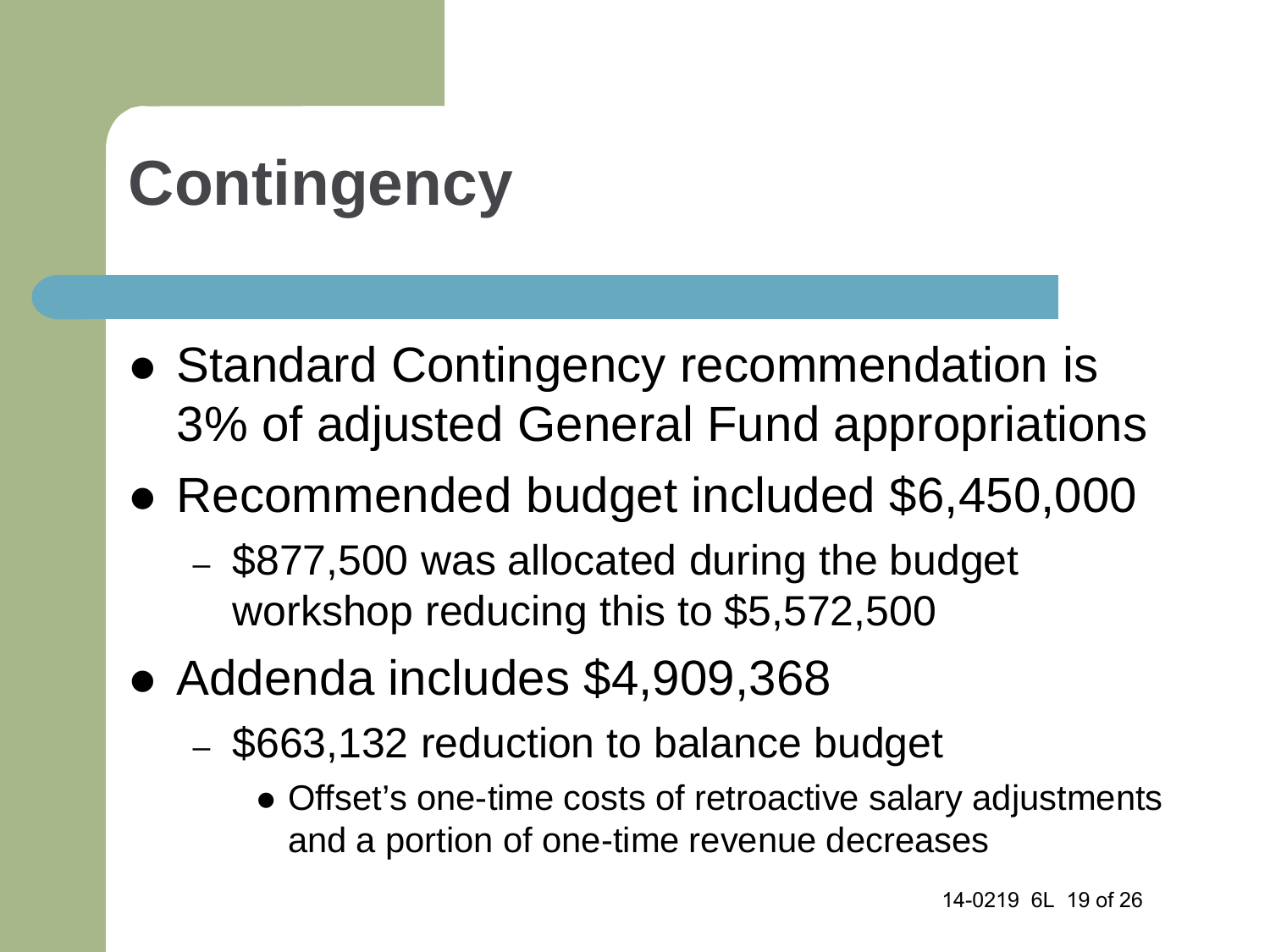# Contingency

- Standard Contingency recommendation is 3% of adjusted General Fund appropriations
- Recommended budget included $6,450,000
  - $877,500 was allocated during the budget workshop reducing this to $5,572,500
- Addenda includes $4,909,368
  - $663,132 reduction to balance budget
    - Offset's one-time costs of retroactive salary adjustments and a portion of one-time revenue decreases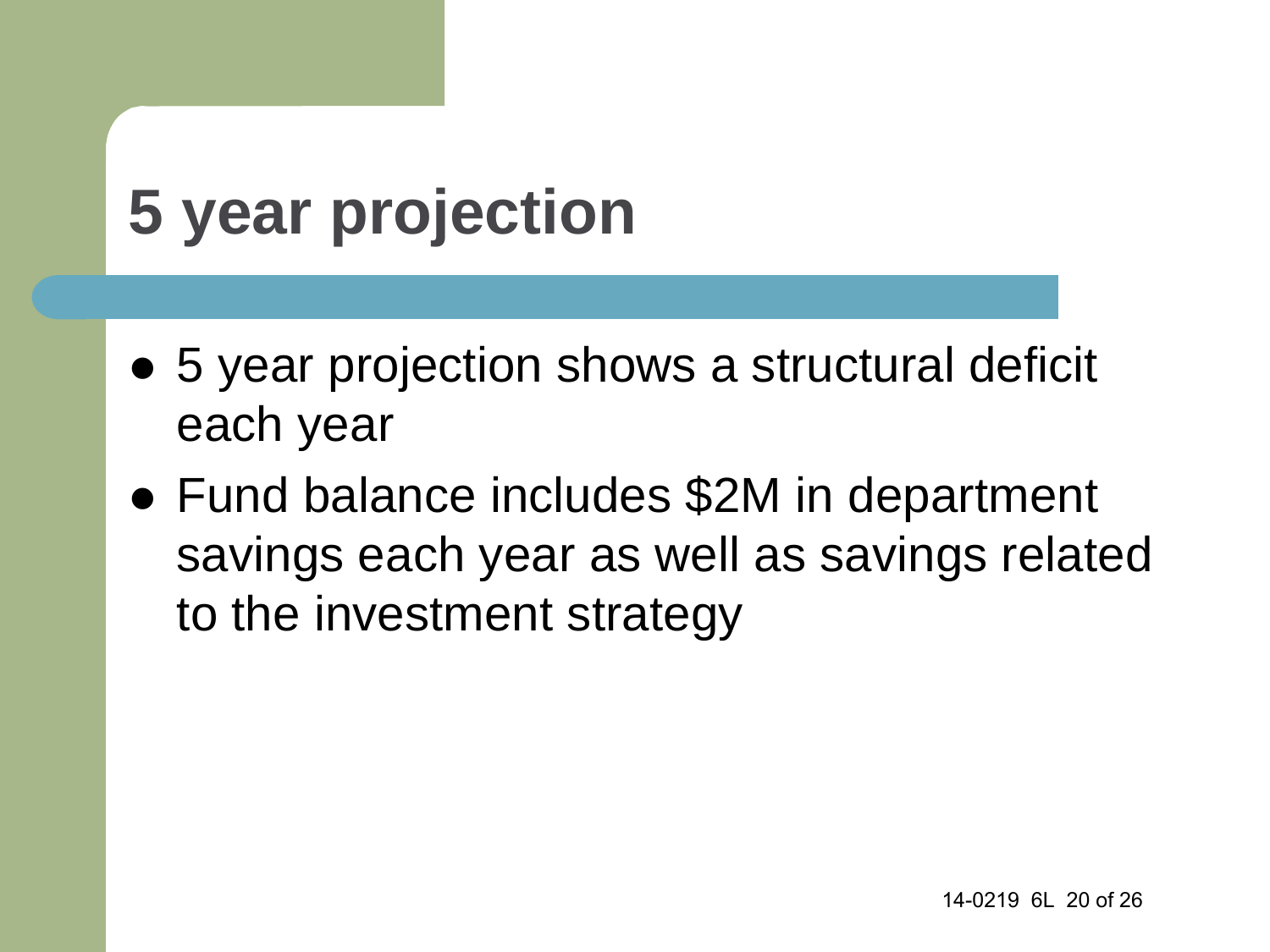# 5 year projection

- 5 year projection shows a structural deficit each year
- Fund balance includes $2M in department savings each year as well as savings related to the investment strategy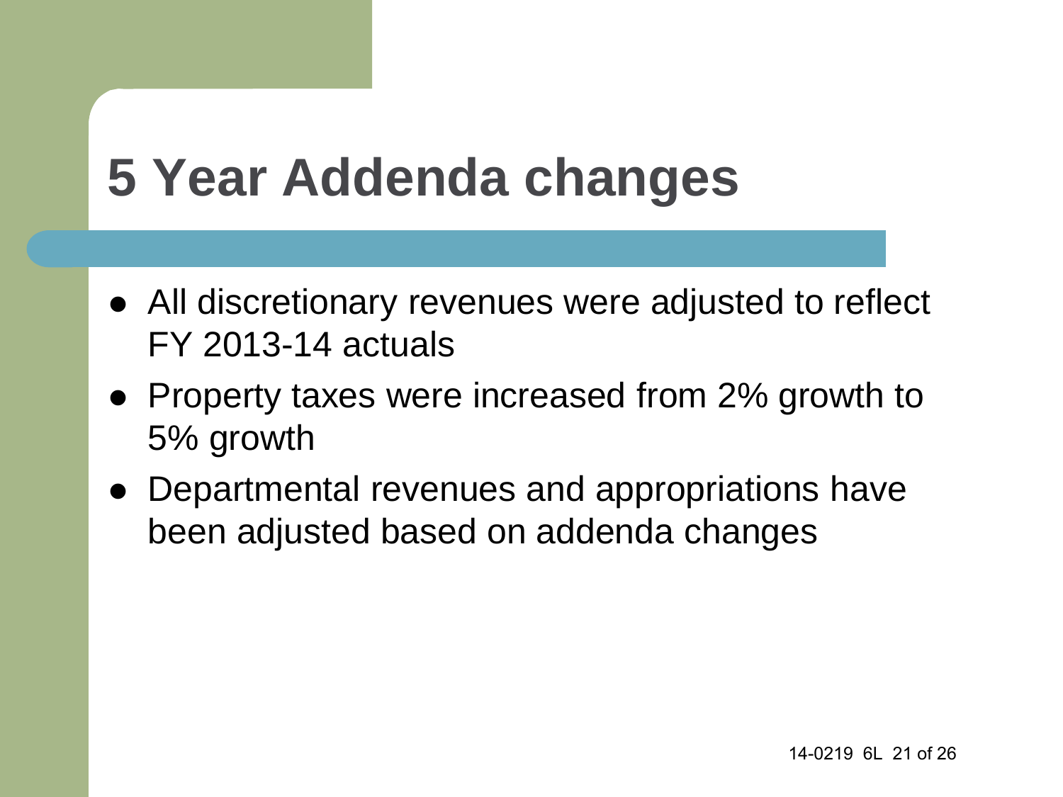# 5 Year Addenda changes

- All discretionary revenues were adjusted to reflect FY 2013-14 actuals
- Property taxes were increased from 2% growth to 5% growth
- Departmental revenues and appropriations have been adjusted based on addenda changes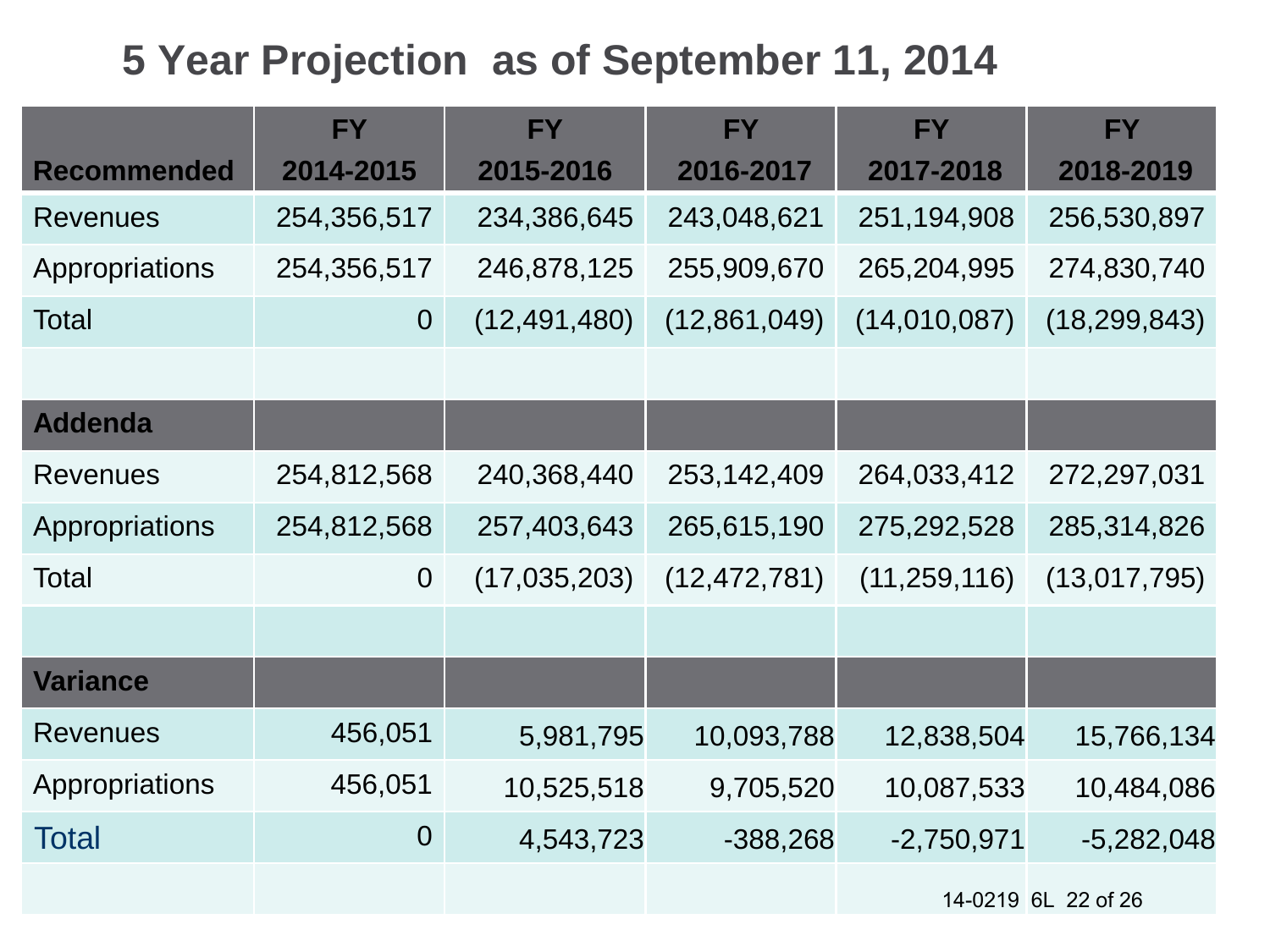# 5 Year Projection as of September 11, 2014

| Recommended | FY 2014-2015 | FY 2015-2016 | FY 2016-2017 | FY 2017-2018 | FY 2018-2019 |
|---|---|---|---|---|---|
| Revenues | 254,356,517 | 234,386,645 | 243,048,621 | 251,194,908 | 256,530,897 |
| Appropriations | 254,356,517 | 246,878,125 | 255,909,670 | 265,204,995 | 274,830,740 |
| Total | 0 | (12,491,480) | (12,861,049) | (14,010,087) | (18,299,843) |
| | | | | | |
| **Addenda** | | | | | |
| Revenues | 254,812,568 | 240,368,440 | 253,142,409 | 264,033,412 | 272,297,031 |
| Appropriations | 254,812,568 | 257,403,643 | 265,615,190 | 275,292,528 | 285,314,826 |
| Total | 0 | (17,035,203) | (12,472,781) | (11,259,116) | (13,017,795) |
| | | | | | |
| **Variance** | | | | | |
| Revenues | 456,051 | 5,981,795 | 10,093,788 | 12,838,504 | 15,766,134 |
| Appropriations | 456,051 | 10,525,518 | 9,705,520 | 10,087,533 | 10,484,086 |
| Total | 0 | 4,543,723 | -388,268 | -2,750,971 | -5,282,048 |

14-0219 6L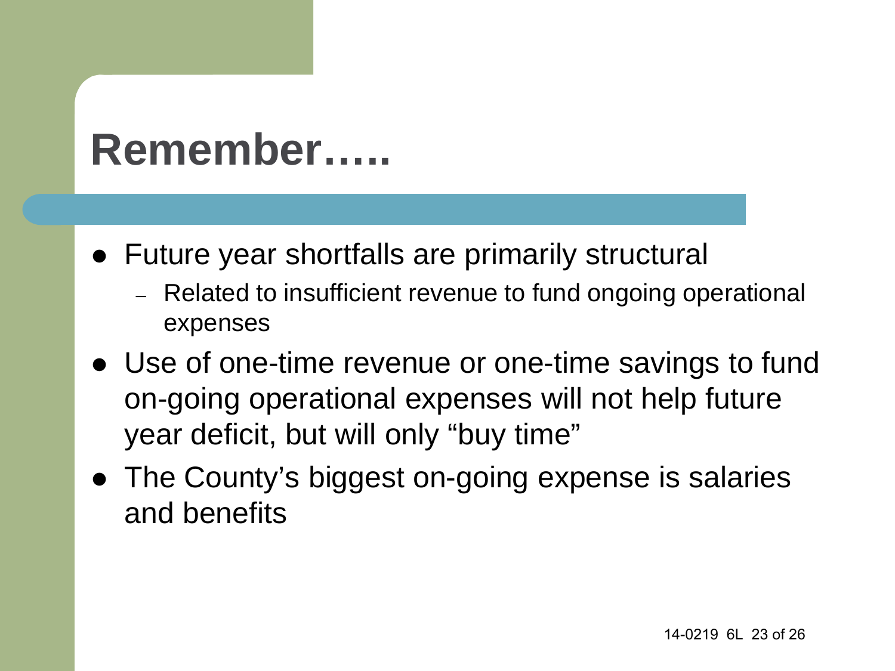# Remember…..

- Future year shortfalls are primarily structural
  - Related to insufficient revenue to fund ongoing operational expenses
- Use of one-time revenue or one-time savings to fund on-going operational expenses will not help future year deficit, but will only “buy time”
- The County’s biggest on-going expense is salaries and benefits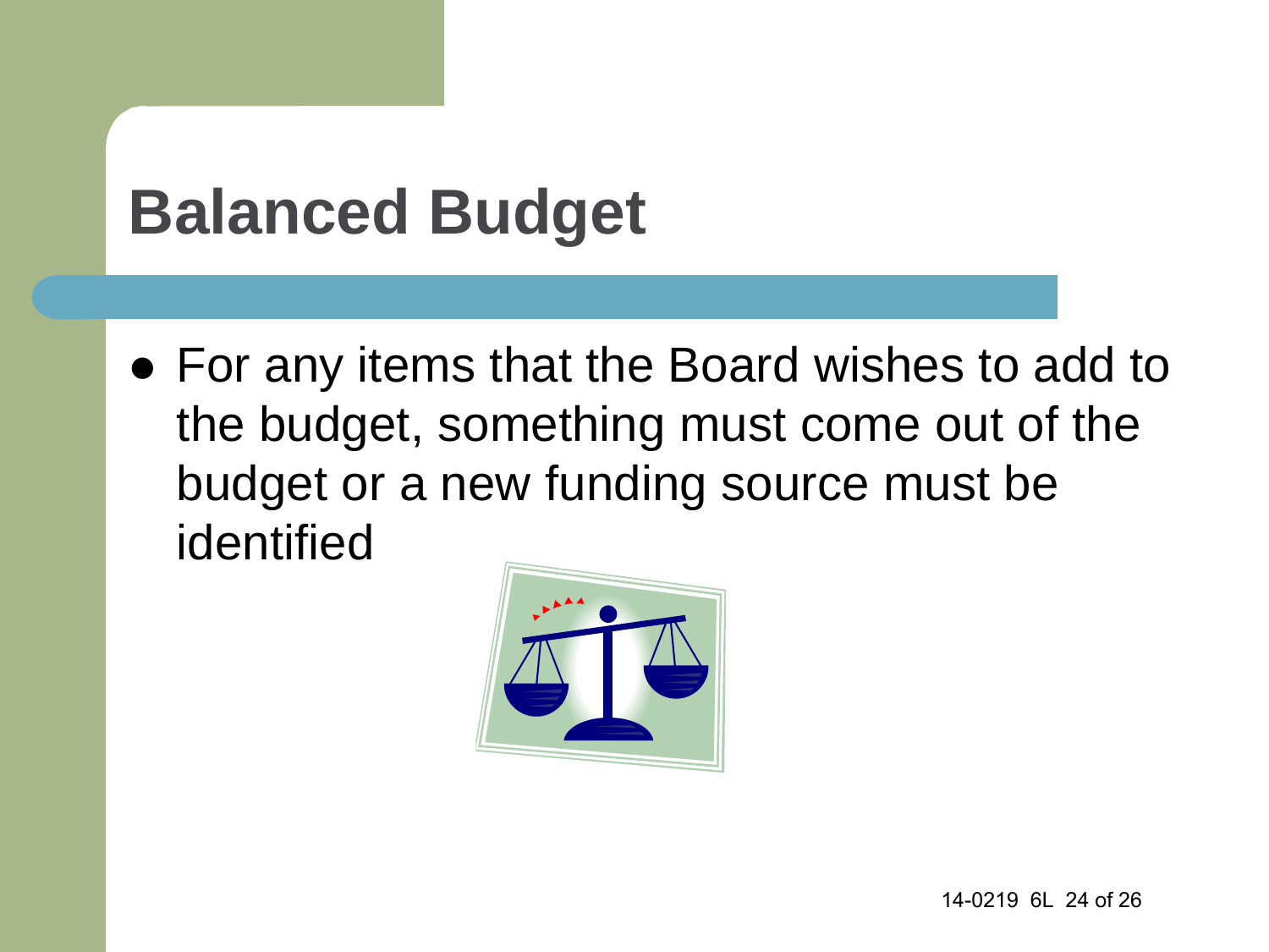# Balanced Budget

- For any items that the Board wishes to add to the budget, something must come out of the budget or a new funding source must be identified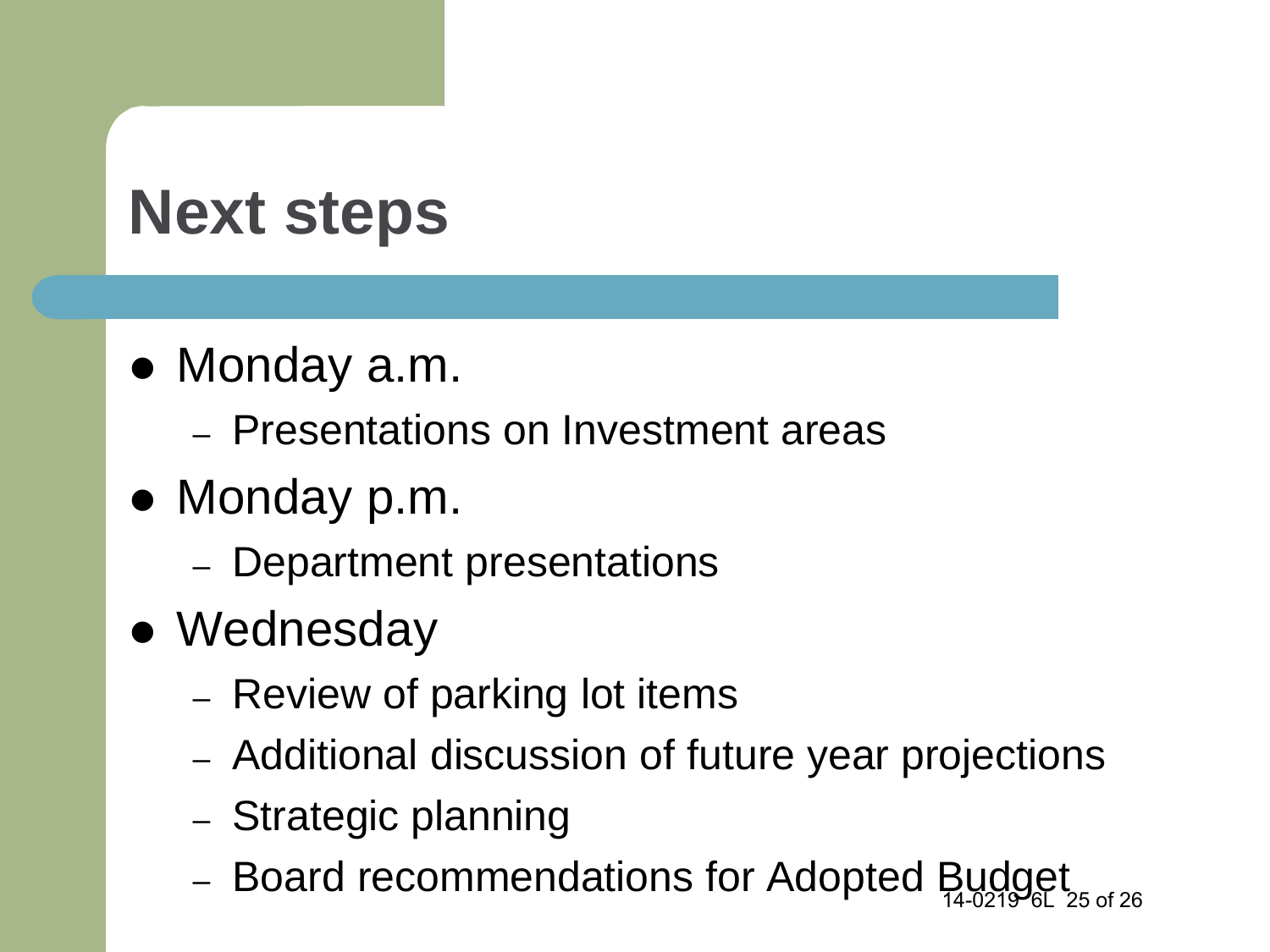# Next steps

- Monday a.m.
  - Presentations on Investment areas
- Monday p.m.
  - Department presentations
- Wednesday
  - Review of parking lot items
  - Additional discussion of future year projections
  - Strategic planning
  - Board recommendations for Adopted Budget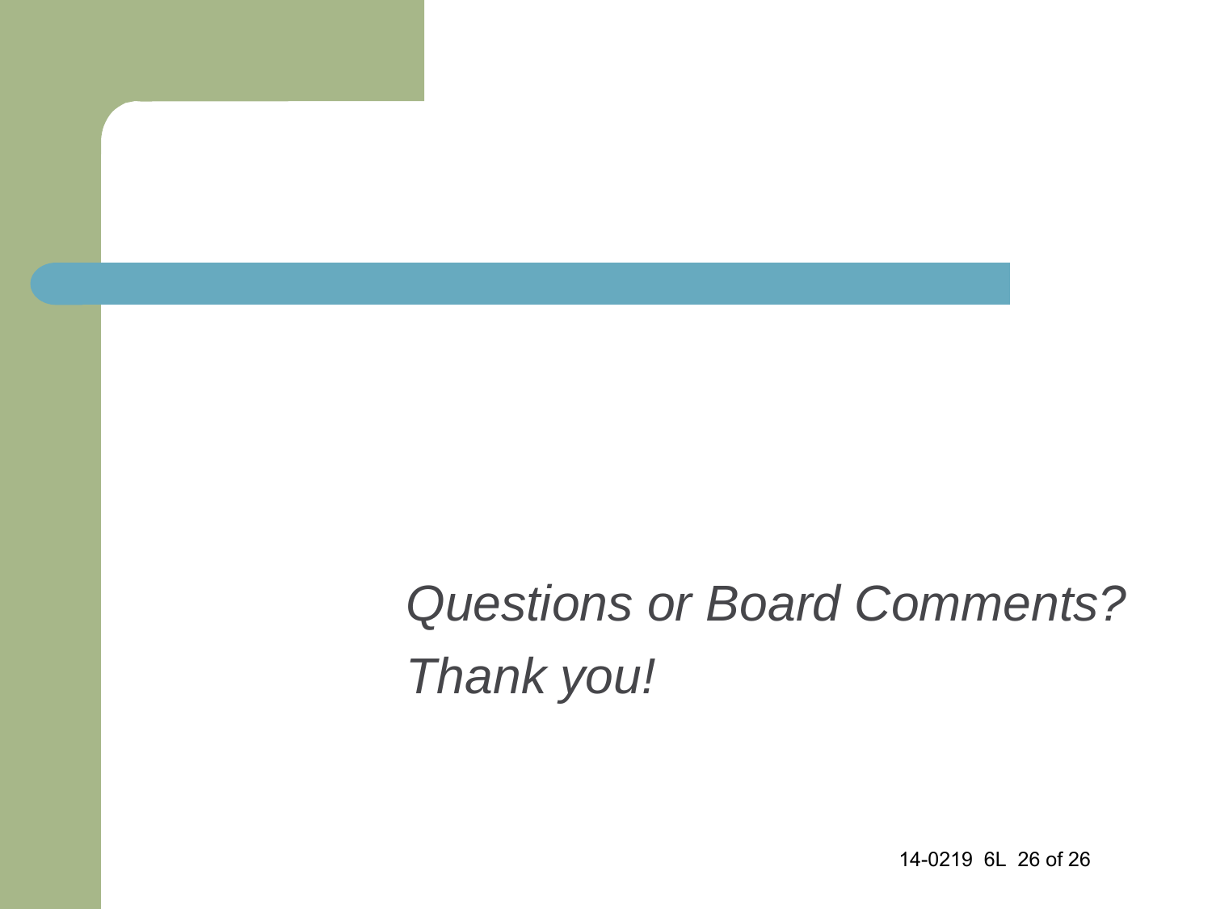*Questions or Board Comments?*

*Thank you!*